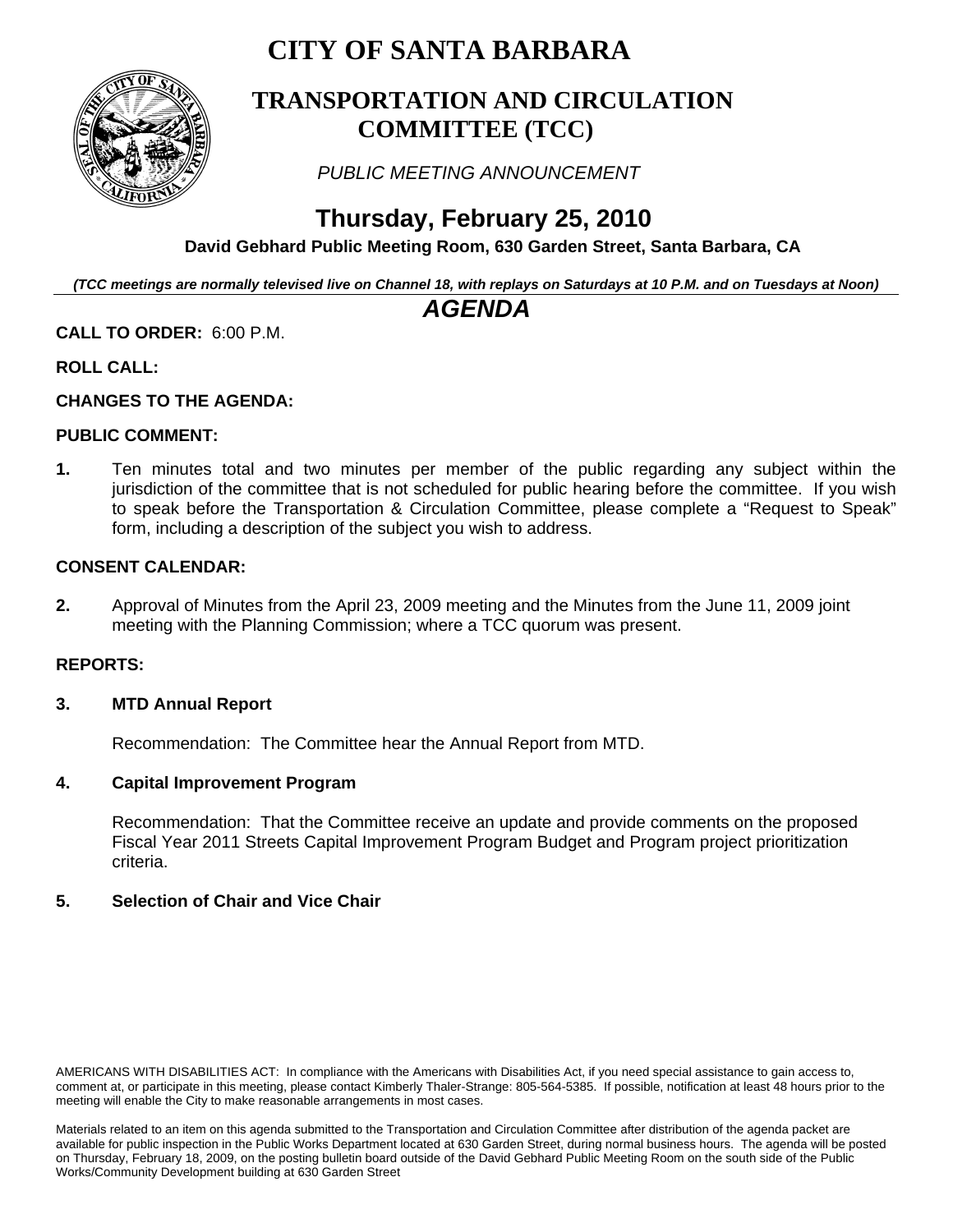# CITY OF SANTA BARBARA

## TRANSPORTATION AND CIRCULATION COMMITTEE (TCC)

*PUBLIC MEETING ANNOUNCEMENT*

## Thursday, February 25, 2010

**David Gebhard Public Meeting Room, 630 Garden Street, Santa Barbara, CA**

***(TCC meetings are normally televised live on Channel 18, with replays on Saturdays at 10 P.M. and on Tuesdays at Noon)***

## *AGENDA*

**CALL TO ORDER:** 6:00 P.M.

**ROLL CALL:**

**CHANGES TO THE AGENDA:**

**PUBLIC COMMENT:**

**1.** Ten minutes total and two minutes per member of the public regarding any subject within the jurisdiction of the committee that is not scheduled for public hearing before the committee. If you wish to speak before the Transportation & Circulation Committee, please complete a "Request to Speak" form, including a description of the subject you wish to address.

**CONSENT CALENDAR:**

**2.** Approval of Minutes from the April 23, 2009 meeting and the Minutes from the June 11, 2009 joint meeting with the Planning Commission; where a TCC quorum was present.

**REPORTS:**

**3. MTD Annual Report**

Recommendation: The Committee hear the Annual Report from MTD.

**4. Capital Improvement Program**

Recommendation: That the Committee receive an update and provide comments on the proposed Fiscal Year 2011 Streets Capital Improvement Program Budget and Program project prioritization criteria.

**5. Selection of Chair and Vice Chair**

AMERICANS WITH DISABILITIES ACT: In compliance with the Americans with Disabilities Act, if you need special assistance to gain access to, comment at, or participate in this meeting, please contact Kimberly Thaler-Strange: 805-564-5385. If possible, notification at least 48 hours prior to the meeting will enable the City to make reasonable arrangements in most cases.

Materials related to an item on this agenda submitted to the Transportation and Circulation Committee after distribution of the agenda packet are available for public inspection in the Public Works Department located at 630 Garden Street, during normal business hours. The agenda will be posted on Thursday, February 18, 2009, on the posting bulletin board outside of the David Gebhard Public Meeting Room on the south side of the Public Works/Community Development building at 630 Garden Street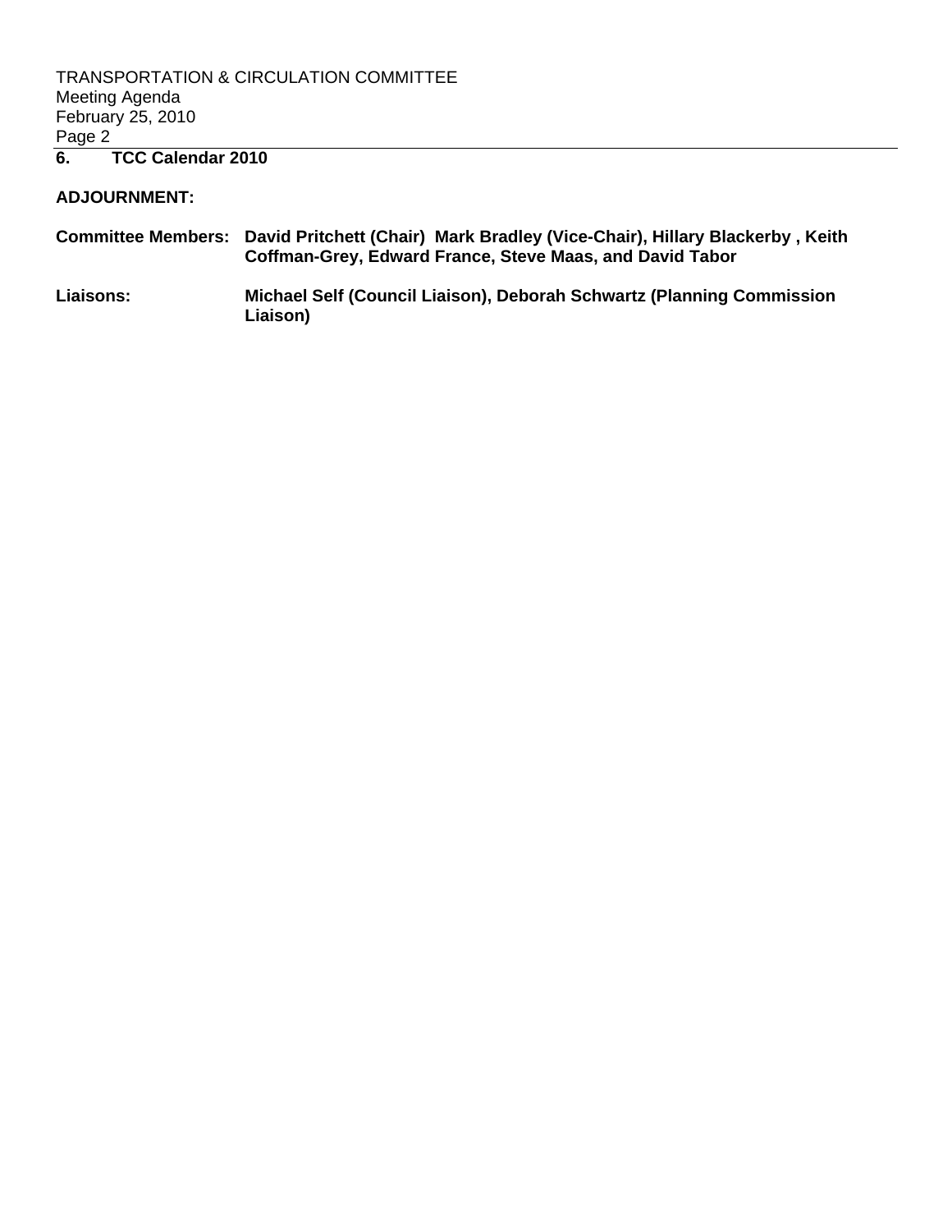**6. TCC Calendar 2010**

**ADJOURNMENT:**

**Committee Members:** **David Pritchett (Chair) Mark Bradley (Vice-Chair), Hillary Blackerby , Keith Coffman-Grey, Edward France, Steve Maas, and David Tabor**

**Liaisons:** **Michael Self (Council Liaison), Deborah Schwartz (Planning Commission Liaison)**